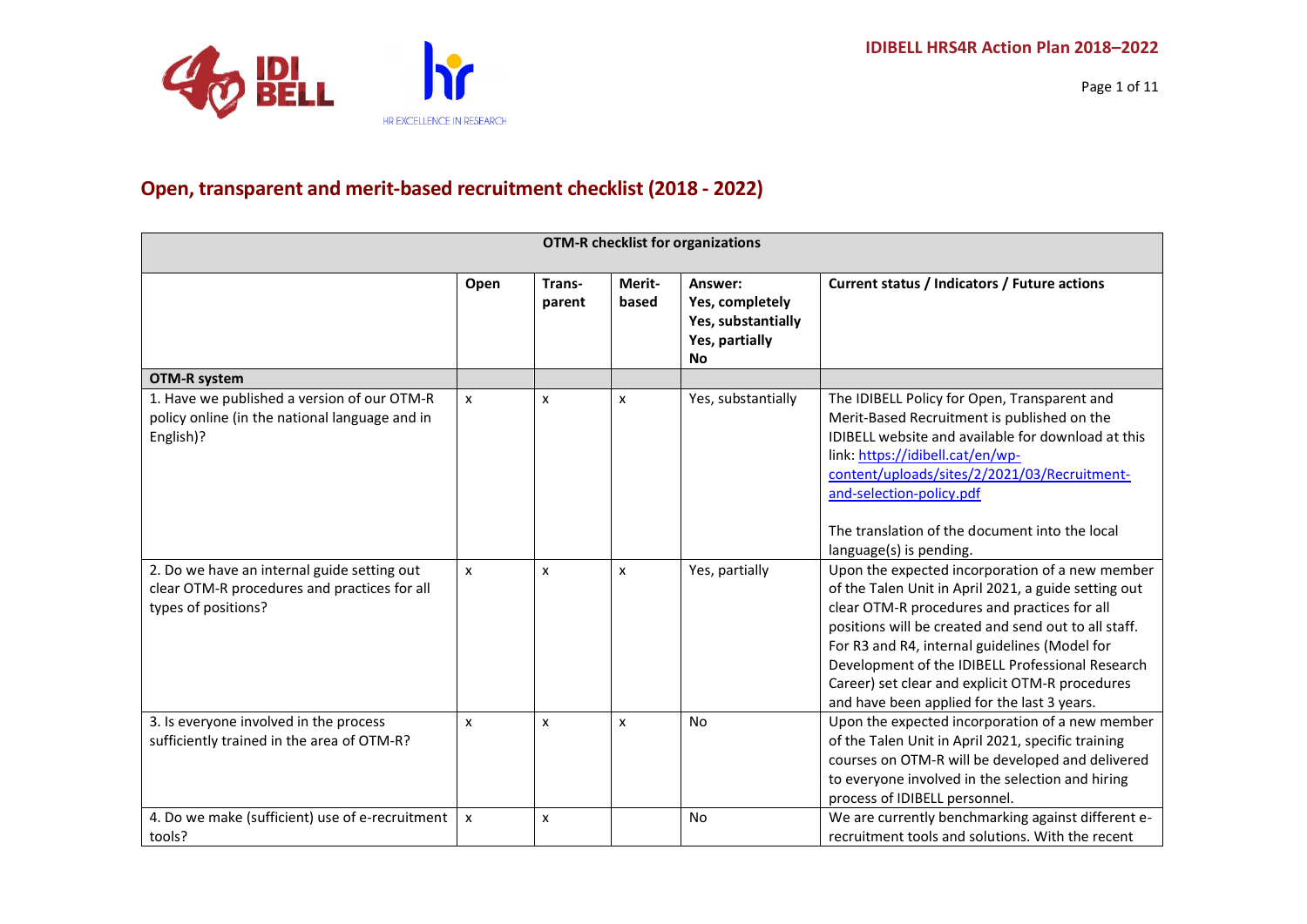## Open, transparent and merit-based recruitment checklist (2018 - 2022)

| OTM-R checklist for organizations | | | | | |
|---|---|---|---|---|---|
| | **Open** | **Trans-parent** | **Merit-based** | **Answer: Yes, completely Yes, substantially Yes, partially No** | **Current status / Indicators / Future actions** |
| **OTM-R system** | | | | | |
| 1. Have we published a version of our OTM-R policy online (in the national language and in English)? | x | x | x | Yes, substantially | The IDIBELL Policy for Open, Transparent and Merit-Based Recruitment is published on the IDIBELL website and available for download at this link: https://idibell.cat/en/wp-content/uploads/sites/2/2021/03/Recruitment-and-selection-policy.pdf<br><br>The translation of the document into the local language(s) is pending. |
| 2. Do we have an internal guide setting out clear OTM-R procedures and practices for all types of positions? | x | x | x | Yes, partially | Upon the expected incorporation of a new member of the Talen Unit in April 2021, a guide setting out clear OTM-R procedures and practices for all positions will be created and send out to all staff. For R3 and R4, internal guidelines (Model for Development of the IDIBELL Professional Research Career) set clear and explicit OTM-R procedures and have been applied for the last 3 years. |
| 3. Is everyone involved in the process sufficiently trained in the area of OTM-R? | x | x | x | No | Upon the expected incorporation of a new member of the Talen Unit in April 2021, specific training courses on OTM-R will be developed and delivered to everyone involved in the selection and hiring process of IDIBELL personnel. |
| 4. Do we make (sufficient) use of e-recruitment tools? | x | x | | No | We are currently benchmarking against different e-recruitment tools and solutions. With the recent |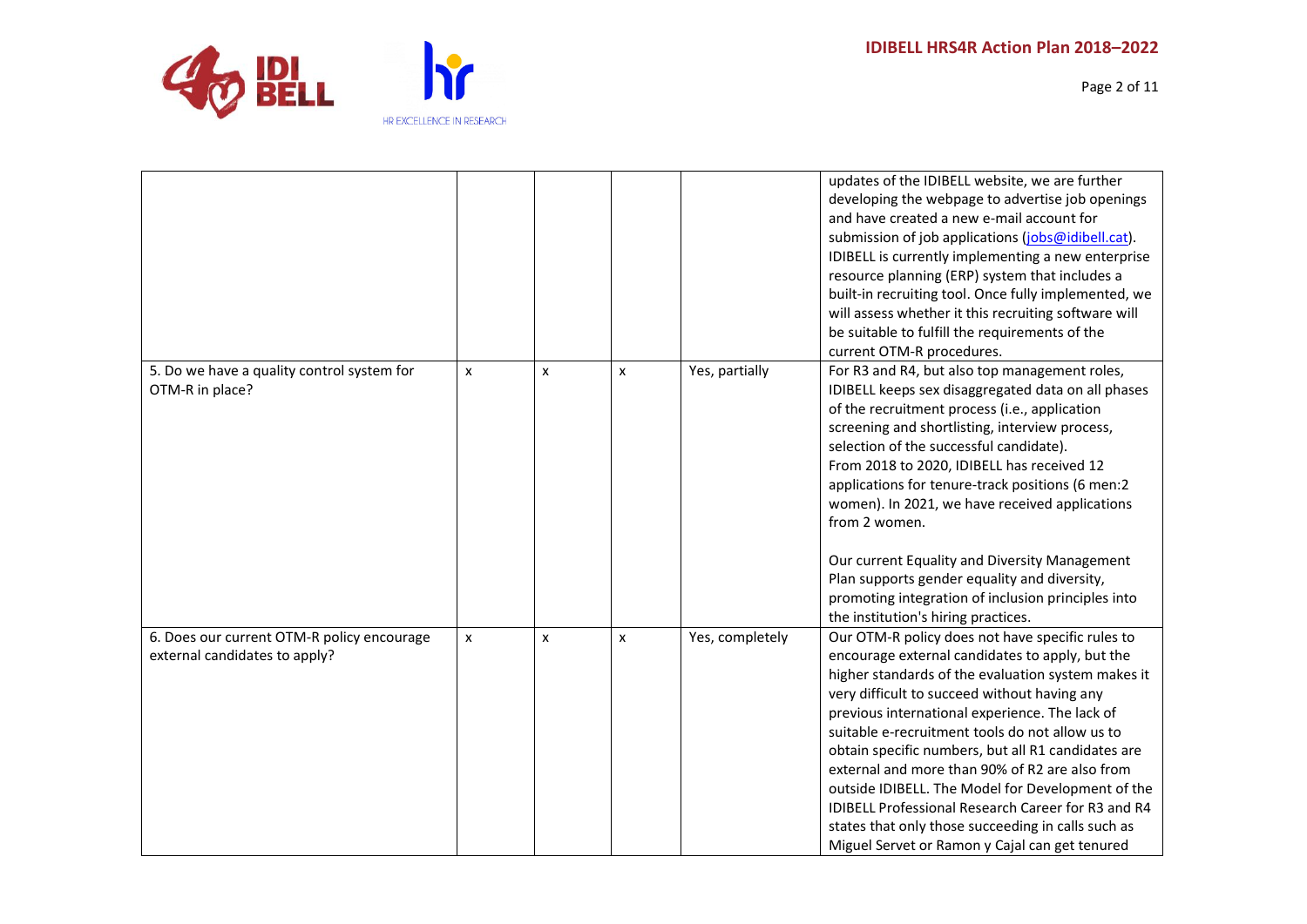| | | | | | |
|---|---|---|---|---|---|
| | | | | | updates of the IDIBELL website, we are further developing the webpage to advertise job openings and have created a new e-mail account for submission of job applications (jobs@idibell.cat). IDIBELL is currently implementing a new enterprise resource planning (ERP) system that includes a built-in recruiting tool. Once fully implemented, we will assess whether it this recruiting software will be suitable to fulfill the requirements of the current OTM-R procedures. |
| 5. Do we have a quality control system for OTM-R in place? | x | x | x | Yes, partially | For R3 and R4, but also top management roles, IDIBELL keeps sex disaggregated data on all phases of the recruitment process (i.e., application screening and shortlisting, interview process, selection of the successful candidate). From 2018 to 2020, IDIBELL has received 12 applications for tenure-track positions (6 men:2 women). In 2021, we have received applications from 2 women. Our current Equality and Diversity Management Plan supports gender equality and diversity, promoting integration of inclusion principles into the institution's hiring practices. |
| 6. Does our current OTM-R policy encourage external candidates to apply? | x | x | x | Yes, completely | Our OTM-R policy does not have specific rules to encourage external candidates to apply, but the higher standards of the evaluation system makes it very difficult to succeed without having any previous international experience. The lack of suitable e-recruitment tools do not allow us to obtain specific numbers, but all R1 candidates are external and more than 90% of R2 are also from outside IDIBELL. The Model for Development of the IDIBELL Professional Research Career for R3 and R4 states that only those succeeding in calls such as Miguel Servet or Ramon y Cajal can get tenured |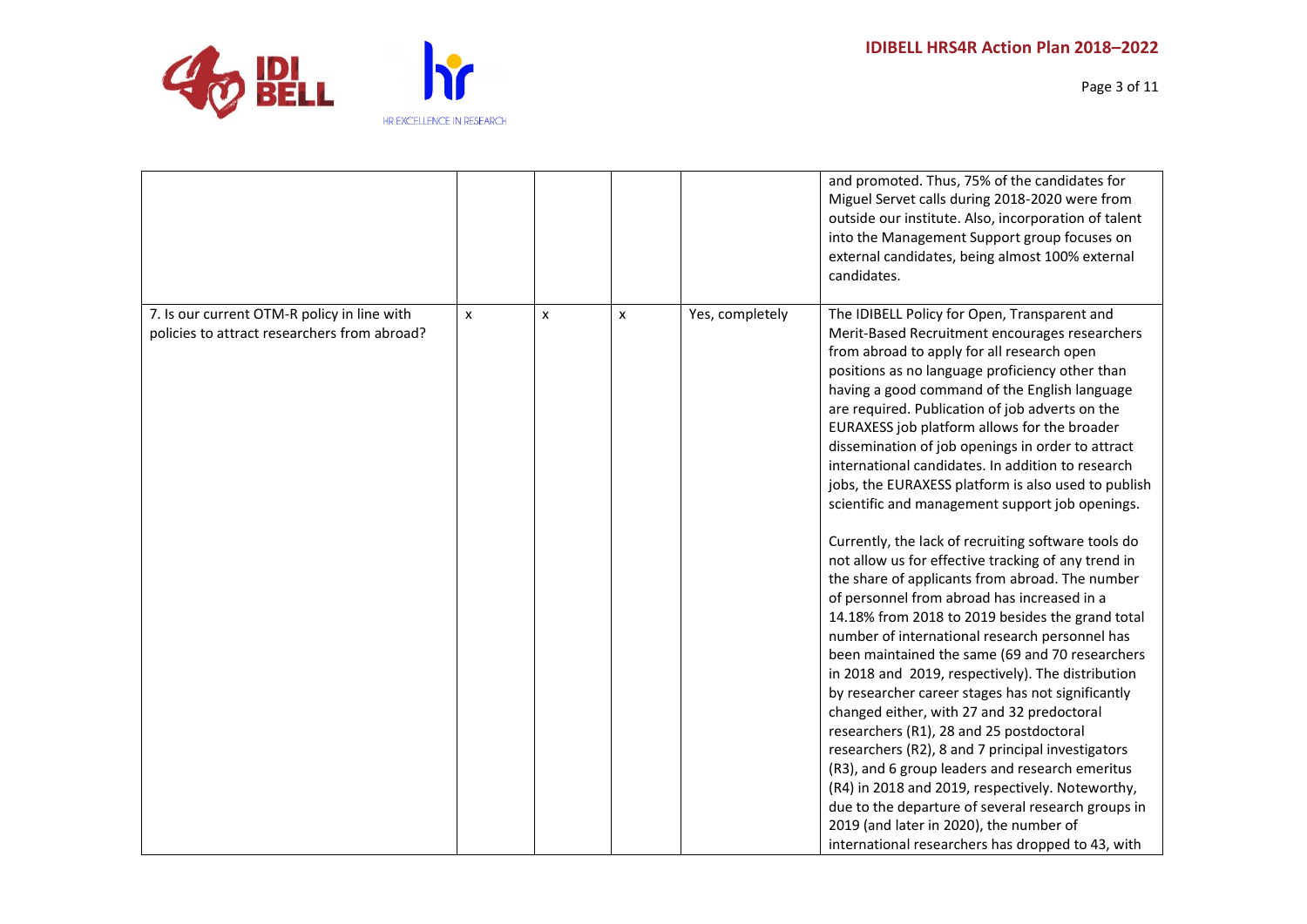| | | | | | |
|---|---|---|---|---|---|
| | | | | | and promoted. Thus, 75% of the candidates for Miguel Servet calls during 2018-2020 were from outside our institute. Also, incorporation of talent into the Management Support group focuses on external candidates, being almost 100% external candidates. |
| 7. Is our current OTM-R policy in line with policies to attract researchers from abroad? | x | x | x | Yes, completely | The IDIBELL Policy for Open, Transparent and Merit-Based Recruitment encourages researchers from abroad to apply for all research open positions as no language proficiency other than having a good command of the English language are required. Publication of job adverts on the EURAXESS job platform allows for the broader dissemination of job openings in order to attract international candidates. In addition to research jobs, the EURAXESS platform is also used to publish scientific and management support job openings.<br><br>Currently, the lack of recruiting software tools do not allow us for effective tracking of any trend in the share of applicants from abroad. The number of personnel from abroad has increased in a 14.18% from 2018 to 2019 besides the grand total number of international research personnel has been maintained the same (69 and 70 researchers in 2018 and 2019, respectively). The distribution by researcher career stages has not significantly changed either, with 27 and 32 predoctoral researchers (R1), 28 and 25 postdoctoral researchers (R2), 8 and 7 principal investigators (R3), and 6 group leaders and research emeritus (R4) in 2018 and 2019, respectively. Noteworthy, due to the departure of several research groups in 2019 (and later in 2020), the number of international researchers has dropped to 43, with |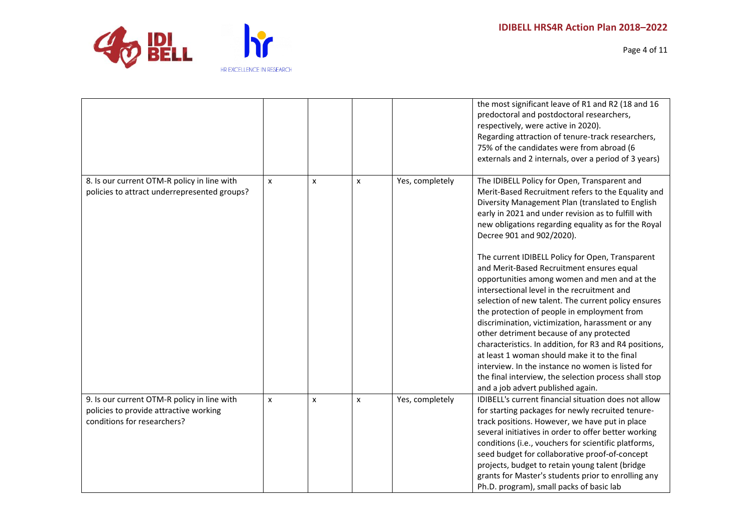| | | | | | |
|---|---|---|---|---|---|
| | | | | | the most significant leave of R1 and R2 (18 and 16 predoctoral and postdoctoral researchers, respectively, were active in 2020).<br>Regarding attraction of tenure-track researchers, 75% of the candidates were from abroad (6 externals and 2 internals, over a period of 3 years) |
| 8. Is our current OTM-R policy in line with policies to attract underrepresented groups? | x | x | x | Yes, completely | The IDIBELL Policy for Open, Transparent and Merit-Based Recruitment refers to the Equality and Diversity Management Plan (translated to English early in 2021 and under revision as to fulfill with new obligations regarding equality as for the Royal Decree 901 and 902/2020).<br><br>The current IDIBELL Policy for Open, Transparent and Merit-Based Recruitment ensures equal opportunities among women and men and at the intersectional level in the recruitment and selection of new talent. The current policy ensures the protection of people in employment from discrimination, victimization, harassment or any other detriment because of any protected characteristics. In addition, for R3 and R4 positions, at least 1 woman should make it to the final interview. In the instance no women is listed for the final interview, the selection process shall stop and a job advert published again. |
| 9. Is our current OTM-R policy in line with policies to provide attractive working conditions for researchers? | x | x | x | Yes, completely | IDIBELL's current financial situation does not allow for starting packages for newly recruited tenure-track positions. However, we have put in place several initiatives in order to offer better working conditions (i.e., vouchers for scientific platforms, seed budget for collaborative proof-of-concept projects, budget to retain young talent (bridge grants for Master's students prior to enrolling any Ph.D. program), small packs of basic lab |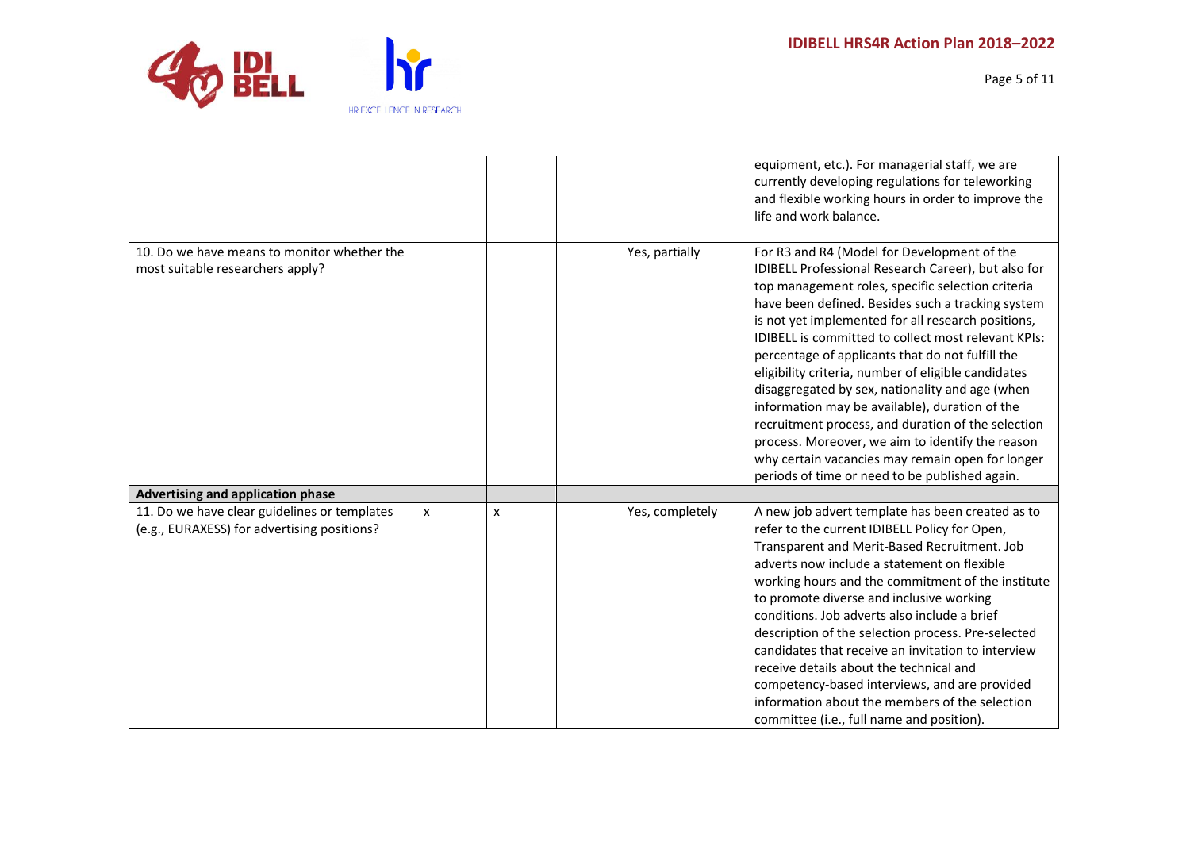| | | | | | |
|---|---|---|---|---|---|
| | | | | | equipment, etc.). For managerial staff, we are currently developing regulations for teleworking and flexible working hours in order to improve the life and work balance. |
| 10. Do we have means to monitor whether the most suitable researchers apply? | | | | Yes, partially | For R3 and R4 (Model for Development of the IDIBELL Professional Research Career), but also for top management roles, specific selection criteria have been defined. Besides such a tracking system is not yet implemented for all research positions, IDIBELL is committed to collect most relevant KPIs: percentage of applicants that do not fulfill the eligibility criteria, number of eligible candidates disaggregated by sex, nationality and age (when information may be available), duration of the recruitment process, and duration of the selection process. Moreover, we aim to identify the reason why certain vacancies may remain open for longer periods of time or need to be published again. |
| **Advertising and application phase** | | | | | |
| 11. Do we have clear guidelines or templates (e.g., EURAXESS) for advertising positions? | x | x | | Yes, completely | A new job advert template has been created as to refer to the current IDIBELL Policy for Open, Transparent and Merit-Based Recruitment. Job adverts now include a statement on flexible working hours and the commitment of the institute to promote diverse and inclusive working conditions. Job adverts also include a brief description of the selection process. Pre-selected candidates that receive an invitation to interview receive details about the technical and competency-based interviews, and are provided information about the members of the selection committee (i.e., full name and position). |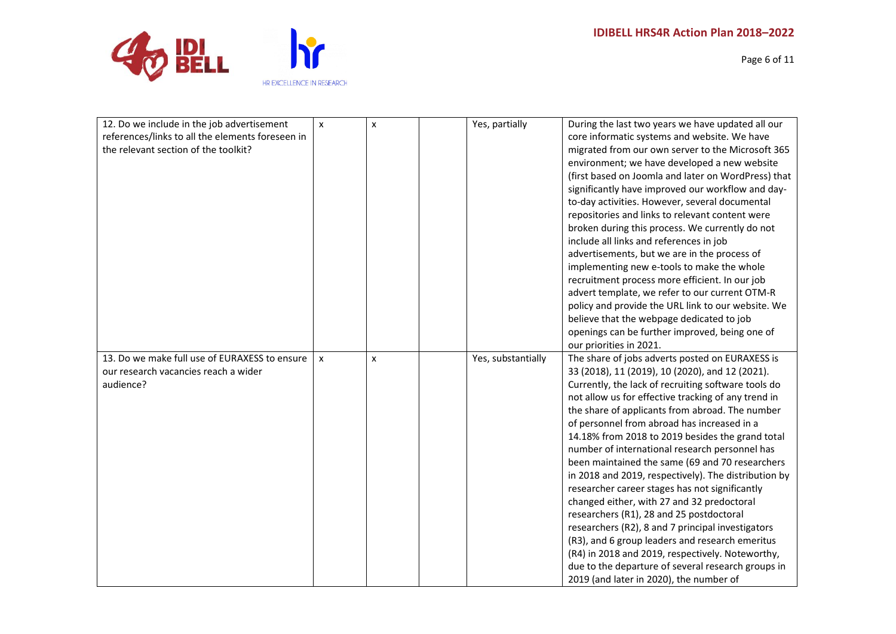| | | | | | |
|---|---|---|---|---|---|
| 12. Do we include in the job advertisement references/links to all the elements foreseen in the relevant section of the toolkit? | x | x | | Yes, partially | During the last two years we have updated all our core informatic systems and website. We have migrated from our own server to the Microsoft 365 environment; we have developed a new website (first based on Joomla and later on WordPress) that significantly have improved our workflow and day-to-day activities. However, several documental repositories and links to relevant content were broken during this process. We currently do not include all links and references in job advertisements, but we are in the process of implementing new e-tools to make the whole recruitment process more efficient. In our job advert template, we refer to our current OTM-R policy and provide the URL link to our website. We believe that the webpage dedicated to job openings can be further improved, being one of our priorities in 2021. |
| 13. Do we make full use of EURAXESS to ensure our research vacancies reach a wider audience? | x | x | | Yes, substantially | The share of jobs adverts posted on EURAXESS is 33 (2018), 11 (2019), 10 (2020), and 12 (2021). Currently, the lack of recruiting software tools do not allow us for effective tracking of any trend in the share of applicants from abroad. The number of personnel from abroad has increased in a 14.18% from 2018 to 2019 besides the grand total number of international research personnel has been maintained the same (69 and 70 researchers in 2018 and 2019, respectively). The distribution by researcher career stages has not significantly changed either, with 27 and 32 predoctoral researchers (R1), 28 and 25 postdoctoral researchers (R2), 8 and 7 principal investigators (R3), and 6 group leaders and research emeritus (R4) in 2018 and 2019, respectively. Noteworthy, due to the departure of several research groups in 2019 (and later in 2020), the number of |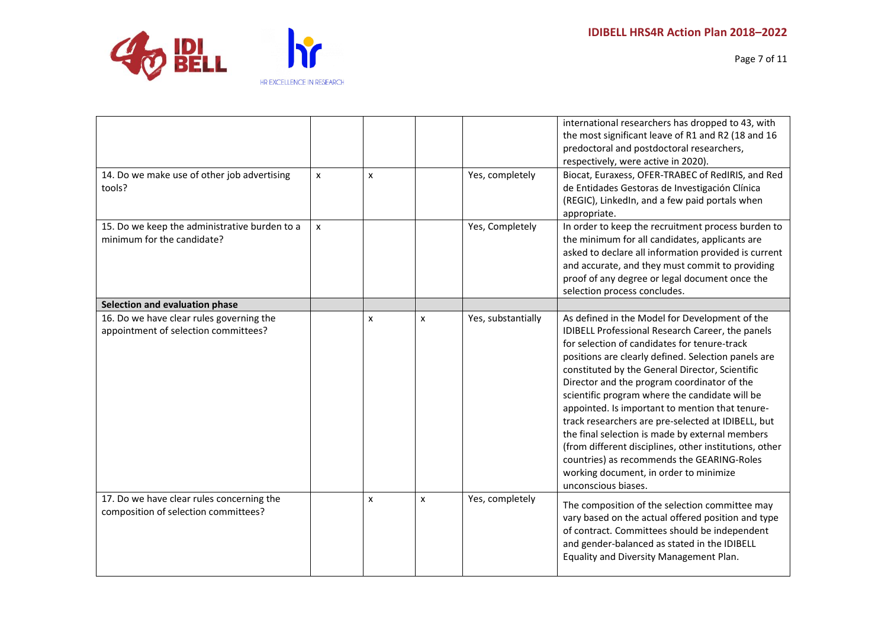| | | | | | |
|---|---|---|---|---|---|
| | | | | | international researchers has dropped to 43, with the most significant leave of R1 and R2 (18 and 16 predoctoral and postdoctoral researchers, respectively, were active in 2020). |
| 14. Do we make use of other job advertising tools? | x | x | | Yes, completely | Biocat, Euraxess, OFER-TRABEC of RedIRIS, and Red de Entidades Gestoras de Investigación Clínica (REGIC), LinkedIn, and a few paid portals when appropriate. |
| 15. Do we keep the administrative burden to a minimum for the candidate? | x | | | Yes, Completely | In order to keep the recruitment process burden to the minimum for all candidates, applicants are asked to declare all information provided is current and accurate, and they must commit to providing proof of any degree or legal document once the selection process concludes. |
| **Selection and evaluation phase** | | | | | |
| 16. Do we have clear rules governing the appointment of selection committees? | | x | x | Yes, substantially | As defined in the Model for Development of the IDIBELL Professional Research Career, the panels for selection of candidates for tenure-track positions are clearly defined. Selection panels are constituted by the General Director, Scientific Director and the program coordinator of the scientific program where the candidate will be appointed. Is important to mention that tenure-track researchers are pre-selected at IDIBELL, but the final selection is made by external members (from different disciplines, other institutions, other countries) as recommends the GEARING-Roles working document, in order to minimize unconscious biases. |
| 17. Do we have clear rules concerning the composition of selection committees? | | x | x | Yes, completely | The composition of the selection committee may vary based on the actual offered position and type of contract. Committees should be independent and gender-balanced as stated in the IDIBELL Equality and Diversity Management Plan. |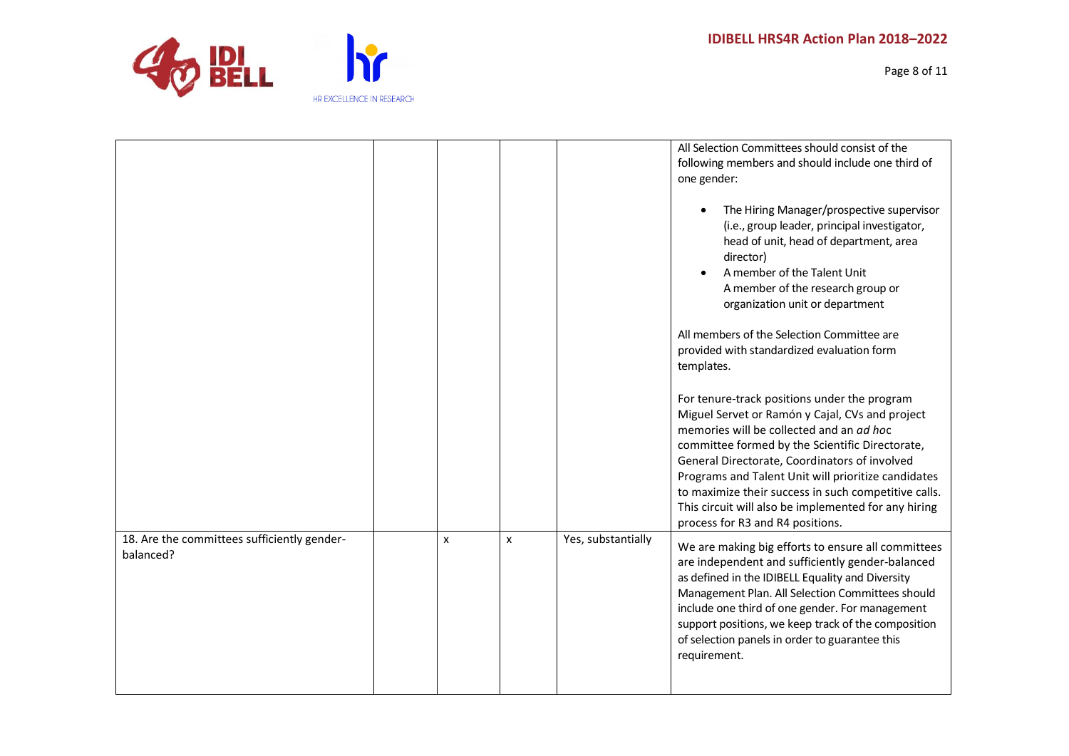| | | | | | |
|---|---|---|---|---|---|
| | | | | | All Selection Committees should consist of the following members and should include one third of one gender:<br><br>• The Hiring Manager/prospective supervisor (i.e., group leader, principal investigator, head of unit, head of department, area director)<br>• A member of the Talent Unit<br>A member of the research group or organization unit or department<br><br>All members of the Selection Committee are provided with standardized evaluation form templates.<br><br>For tenure-track positions under the program Miguel Servet or Ramón y Cajal, CVs and project memories will be collected and an *ad hoc* committee formed by the Scientific Directorate, General Directorate, Coordinators of involved Programs and Talent Unit will prioritize candidates to maximize their success in such competitive calls. This circuit will also be implemented for any hiring process for R3 and R4 positions. |
| 18. Are the committees sufficiently gender-balanced? | | x | x | Yes, substantially | We are making big efforts to ensure all committees are independent and sufficiently gender-balanced as defined in the IDIBELL Equality and Diversity Management Plan. All Selection Committees should include one third of one gender. For management support positions, we keep track of the composition of selection panels in order to guarantee this requirement. |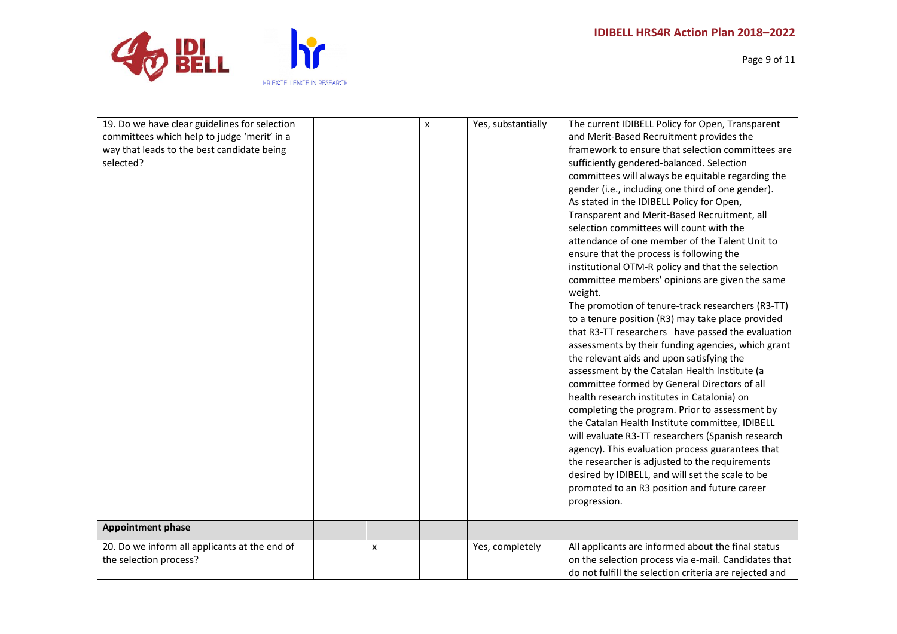| | | | | | |
|---|---|---|---|---|---|
| 19. Do we have clear guidelines for selection committees which help to judge 'merit' in a way that leads to the best candidate being selected? | | | x | Yes, substantially | The current IDIBELL Policy for Open, Transparent and Merit-Based Recruitment provides the framework to ensure that selection committees are sufficiently gendered-balanced. Selection committees will always be equitable regarding the gender (i.e., including one third of one gender). As stated in the IDIBELL Policy for Open, Transparent and Merit-Based Recruitment, all selection committees will count with the attendance of one member of the Talent Unit to ensure that the process is following the institutional OTM-R policy and that the selection committee members' opinions are given the same weight.<br>The promotion of tenure-track researchers (R3-TT) to a tenure position (R3) may take place provided that R3-TT researchers have passed the evaluation assessments by their funding agencies, which grant the relevant aids and upon satisfying the assessment by the Catalan Health Institute (a committee formed by General Directors of all health research institutes in Catalonia) on completing the program. Prior to assessment by the Catalan Health Institute committee, IDIBELL will evaluate R3-TT researchers (Spanish research agency). This evaluation process guarantees that the researcher is adjusted to the requirements desired by IDIBELL, and will set the scale to be promoted to an R3 position and future career progression. |
| **Appointment phase** | | | | | |
| 20. Do we inform all applicants at the end of the selection process? | | x | | Yes, completely | All applicants are informed about the final status on the selection process via e-mail. Candidates that do not fulfill the selection criteria are rejected and |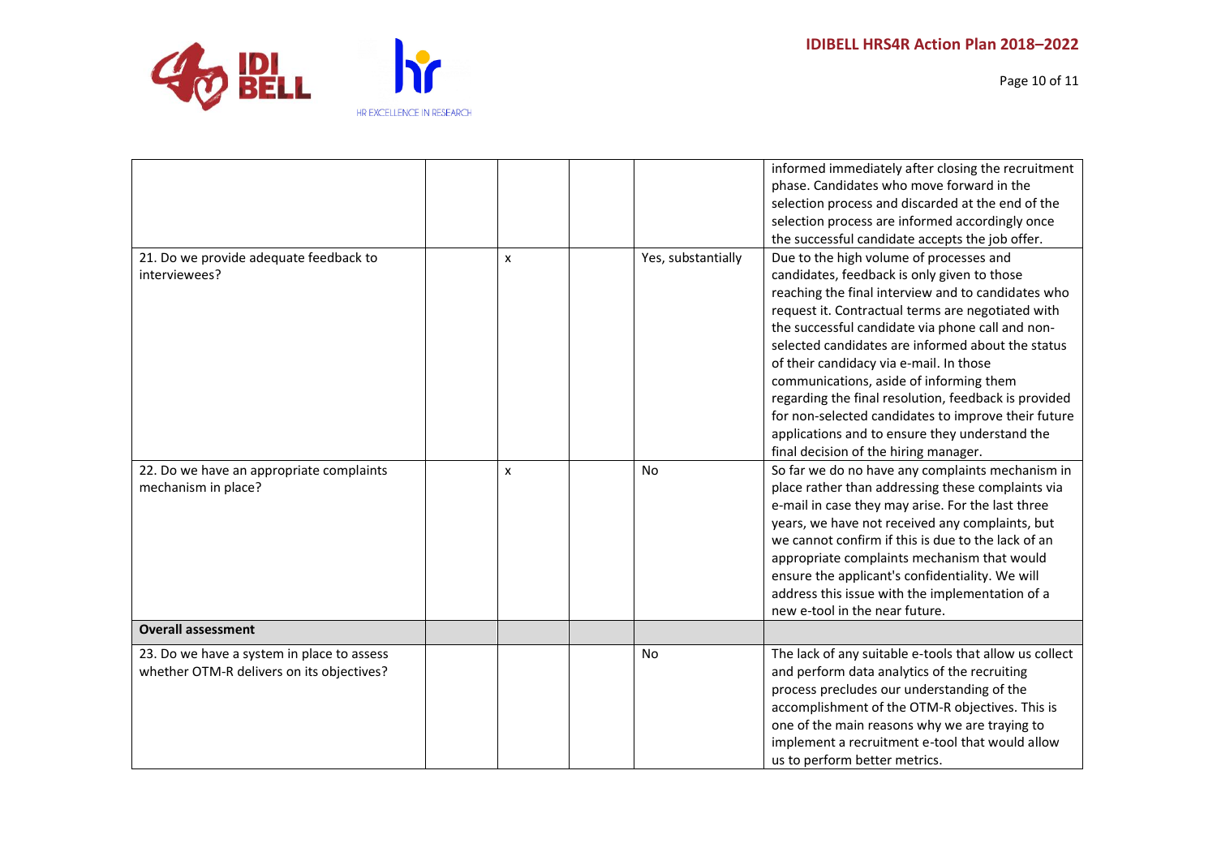| | | | | | |
|---|---|---|---|---|---|
| | | | | | informed immediately after closing the recruitment phase. Candidates who move forward in the selection process and discarded at the end of the selection process are informed accordingly once the successful candidate accepts the job offer. |
| 21. Do we provide adequate feedback to interviewees? | | x | | Yes, substantially | Due to the high volume of processes and candidates, feedback is only given to those reaching the final interview and to candidates who request it. Contractual terms are negotiated with the successful candidate via phone call and non-selected candidates are informed about the status of their candidacy via e-mail. In those communications, aside of informing them regarding the final resolution, feedback is provided for non-selected candidates to improve their future applications and to ensure they understand the final decision of the hiring manager. |
| 22. Do we have an appropriate complaints mechanism in place? | | x | | No | So far we do no have any complaints mechanism in place rather than addressing these complaints via e-mail in case they may arise. For the last three years, we have not received any complaints, but we cannot confirm if this is due to the lack of an appropriate complaints mechanism that would ensure the applicant's confidentiality. We will address this issue with the implementation of a new e-tool in the near future. |
| **Overall assessment** | | | | | |
| 23. Do we have a system in place to assess whether OTM-R delivers on its objectives? | | | | No | The lack of any suitable e-tools that allow us collect and perform data analytics of the recruiting process precludes our understanding of the accomplishment of the OTM-R objectives. This is one of the main reasons why we are traying to implement a recruitment e-tool that would allow us to perform better metrics. |